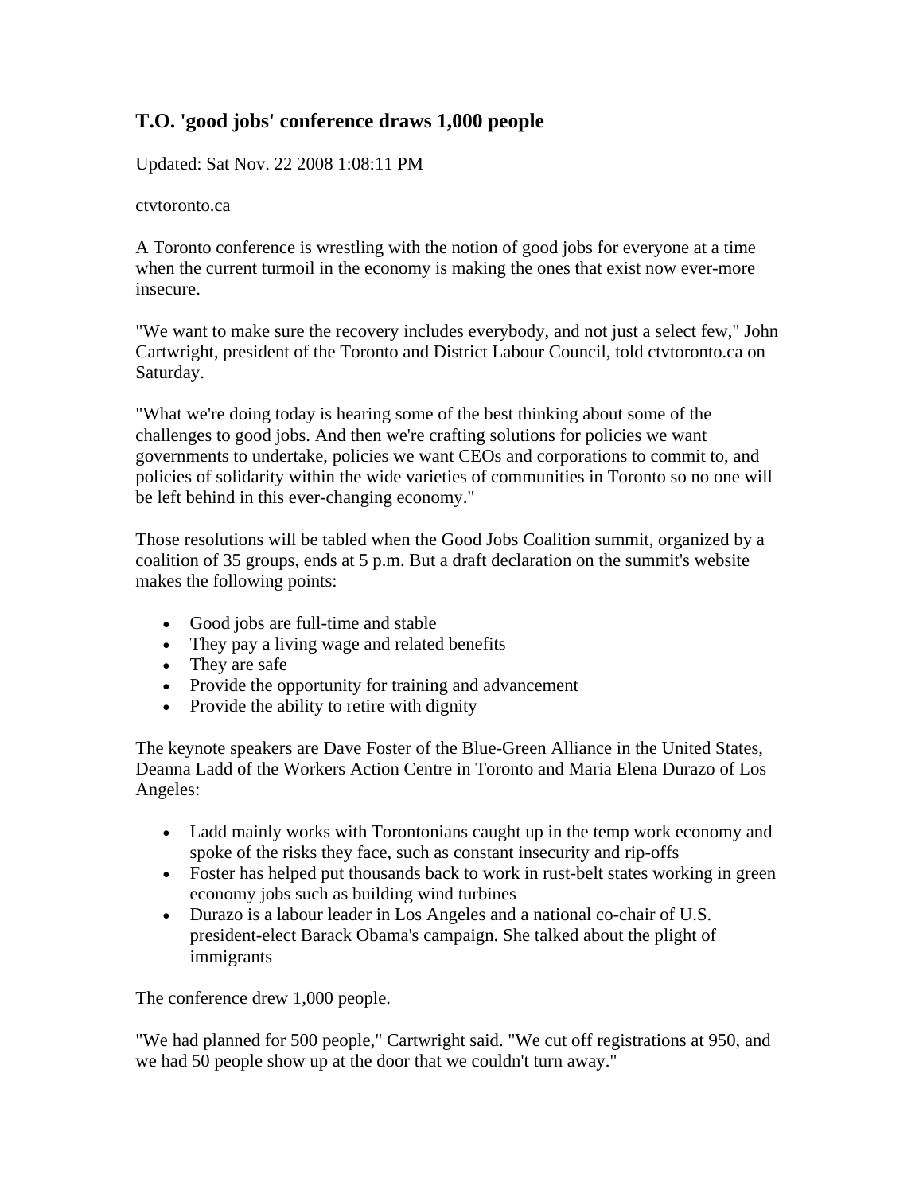# T.O. 'good jobs' conference draws 1,000 people

Updated: Sat Nov. 22 2008 1:08:11 PM

ctvtoronto.ca

A Toronto conference is wrestling with the notion of good jobs for everyone at a time when the current turmoil in the economy is making the ones that exist now ever-more insecure.

"We want to make sure the recovery includes everybody, and not just a select few," John Cartwright, president of the Toronto and District Labour Council, told ctvtoronto.ca on Saturday.

"What we're doing today is hearing some of the best thinking about some of the challenges to good jobs. And then we're crafting solutions for policies we want governments to undertake, policies we want CEOs and corporations to commit to, and policies of solidarity within the wide varieties of communities in Toronto so no one will be left behind in this ever-changing economy."

Those resolutions will be tabled when the Good Jobs Coalition summit, organized by a coalition of 35 groups, ends at 5 p.m. But a draft declaration on the summit's website makes the following points:

- Good jobs are full-time and stable
- They pay a living wage and related benefits
- They are safe
- Provide the opportunity for training and advancement
- Provide the ability to retire with dignity

The keynote speakers are Dave Foster of the Blue-Green Alliance in the United States, Deanna Ladd of the Workers Action Centre in Toronto and Maria Elena Durazo of Los Angeles:

- Ladd mainly works with Torontonians caught up in the temp work economy and spoke of the risks they face, such as constant insecurity and rip-offs
- Foster has helped put thousands back to work in rust-belt states working in green economy jobs such as building wind turbines
- Durazo is a labour leader in Los Angeles and a national co-chair of U.S. president-elect Barack Obama's campaign. She talked about the plight of immigrants

The conference drew 1,000 people.

"We had planned for 500 people," Cartwright said. "We cut off registrations at 950, and we had 50 people show up at the door that we couldn't turn away."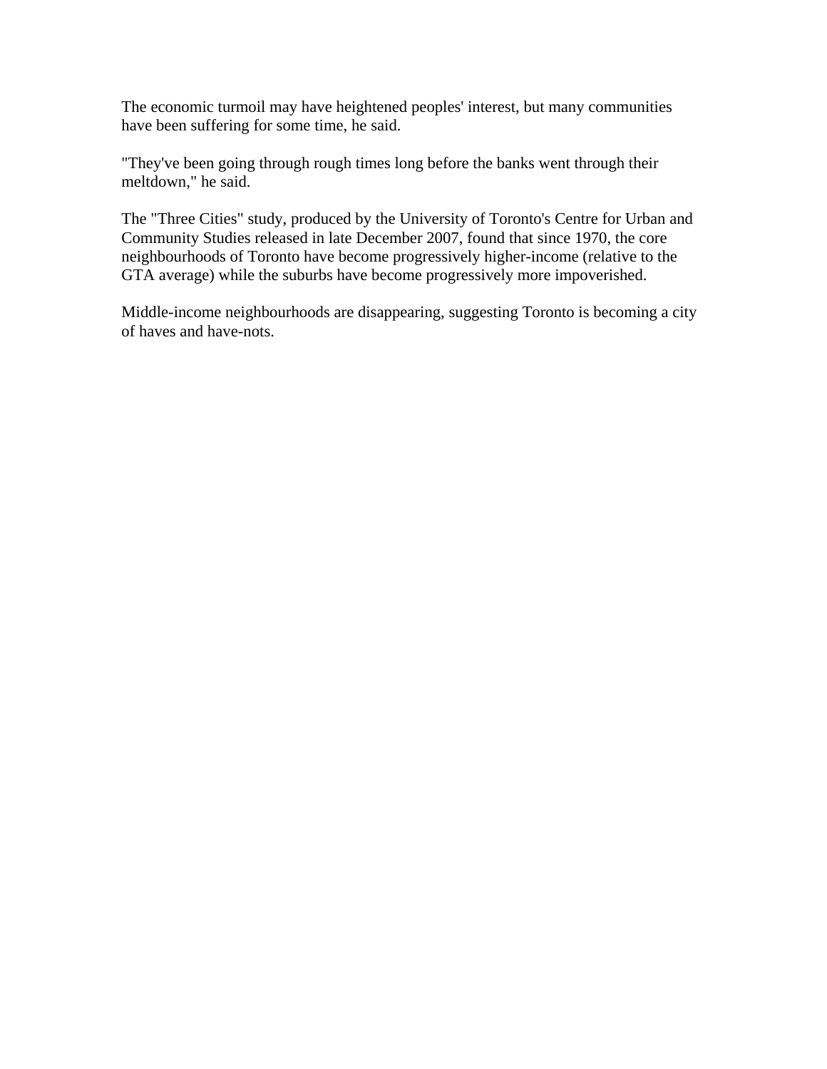The economic turmoil may have heightened peoples' interest, but many communities have been suffering for some time, he said.

"They've been going through rough times long before the banks went through their meltdown," he said.

The "Three Cities" study, produced by the University of Toronto's Centre for Urban and Community Studies released in late December 2007, found that since 1970, the core neighbourhoods of Toronto have become progressively higher-income (relative to the GTA average) while the suburbs have become progressively more impoverished.

Middle-income neighbourhoods are disappearing, suggesting Toronto is becoming a city of haves and have-nots.